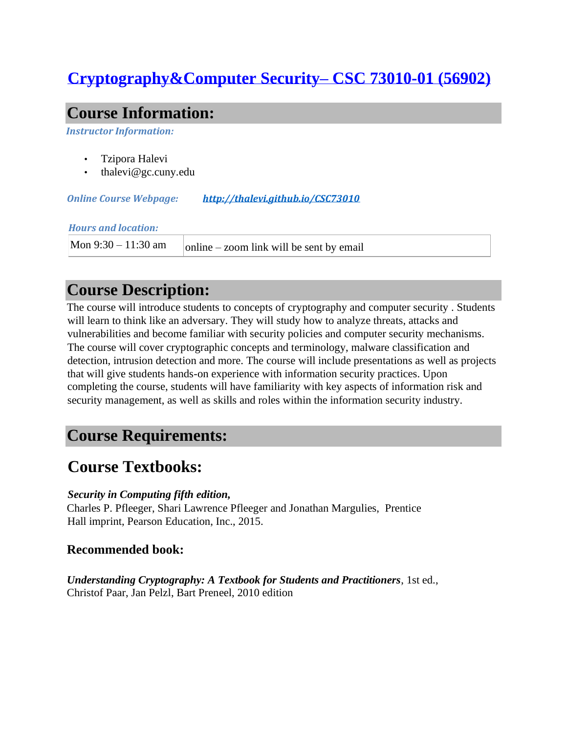# [Cryptography&Computer Security– CSC 73010-01 (56902)]

## Course Information:

***Instructor Information:***

- Tzipora Halevi
- thalevi@gc.cuny.edu

***Online Course Webpage:*** ***http://thalevi.github.io/CSC73010***

***Hours and location:***

| Mon 9:30 – 11:30 am | online – zoom link will be sent by email |
| --- | --- |

## Course Description:

The course will introduce students to concepts of cryptography and computer security . Students will learn to think like an adversary. They will study how to analyze threats, attacks and vulnerabilities and become familiar with security policies and computer security mechanisms. The course will cover cryptographic concepts and terminology, malware classification and detection, intrusion detection and more. The course will include presentations as well as projects that will give students hands-on experience with information security practices. Upon completing the course, students will have familiarity with key aspects of information risk and security management, as well as skills and roles within the information security industry.

## Course Requirements:

## Course Textbooks:

***Security in Computing fifth edition,***
Charles P. Pfleeger, Shari Lawrence Pfleeger and Jonathan Margulies, Prentice Hall imprint, Pearson Education, Inc., 2015.

### Recommended book:

***Understanding Cryptography: A Textbook for Students and Practitioners***, 1st ed., Christof Paar, Jan Pelzl, Bart Preneel, 2010 edition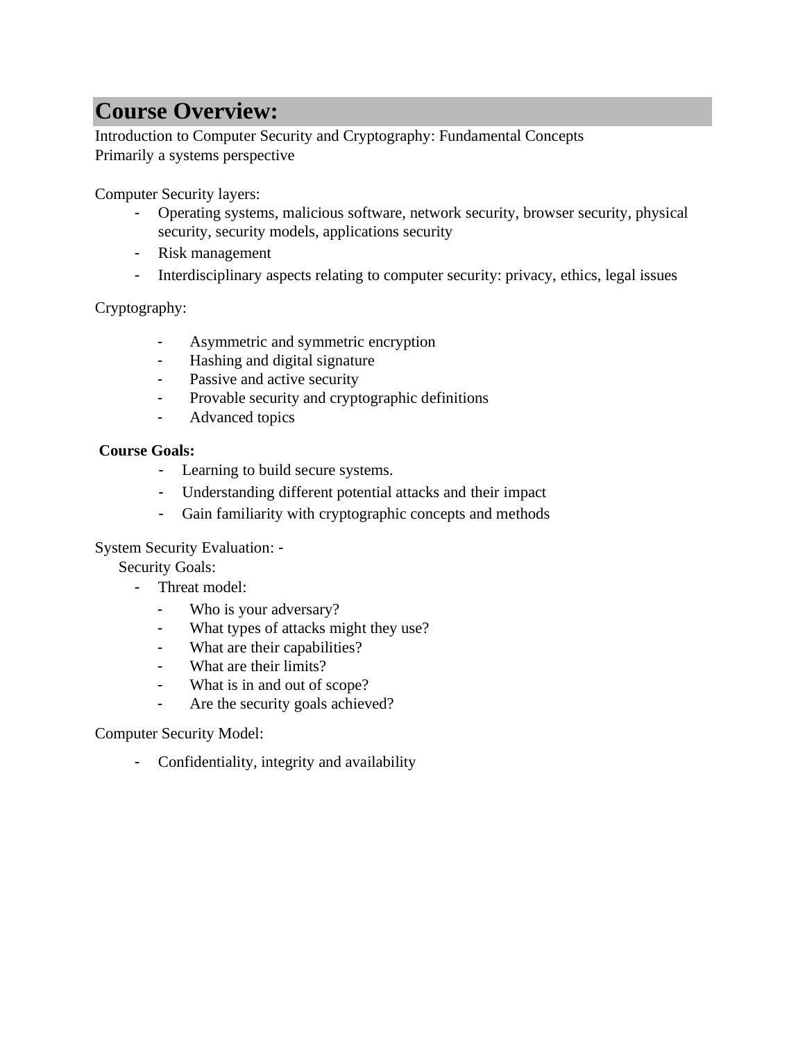# Course Overview:

Introduction to Computer Security and Cryptography: Fundamental Concepts
Primarily a systems perspective

Computer Security layers:

- Operating systems, malicious software, network security, browser security, physical security, security models, applications security
- Risk management
- Interdisciplinary aspects relating to computer security: privacy, ethics, legal issues

Cryptography:

- Asymmetric and symmetric encryption
- Hashing and digital signature
- Passive and active security
- Provable security and cryptographic definitions
- Advanced topics

**Course Goals:**

- Learning to build secure systems.
- Understanding different potential attacks and their impact
- Gain familiarity with cryptographic concepts and methods

System Security Evaluation: -

Security Goals:

- Threat model:
  - Who is your adversary?
  - What types of attacks might they use?
  - What are their capabilities?
  - What are their limits?
  - What is in and out of scope?
  - Are the security goals achieved?

Computer Security Model:

- Confidentiality, integrity and availability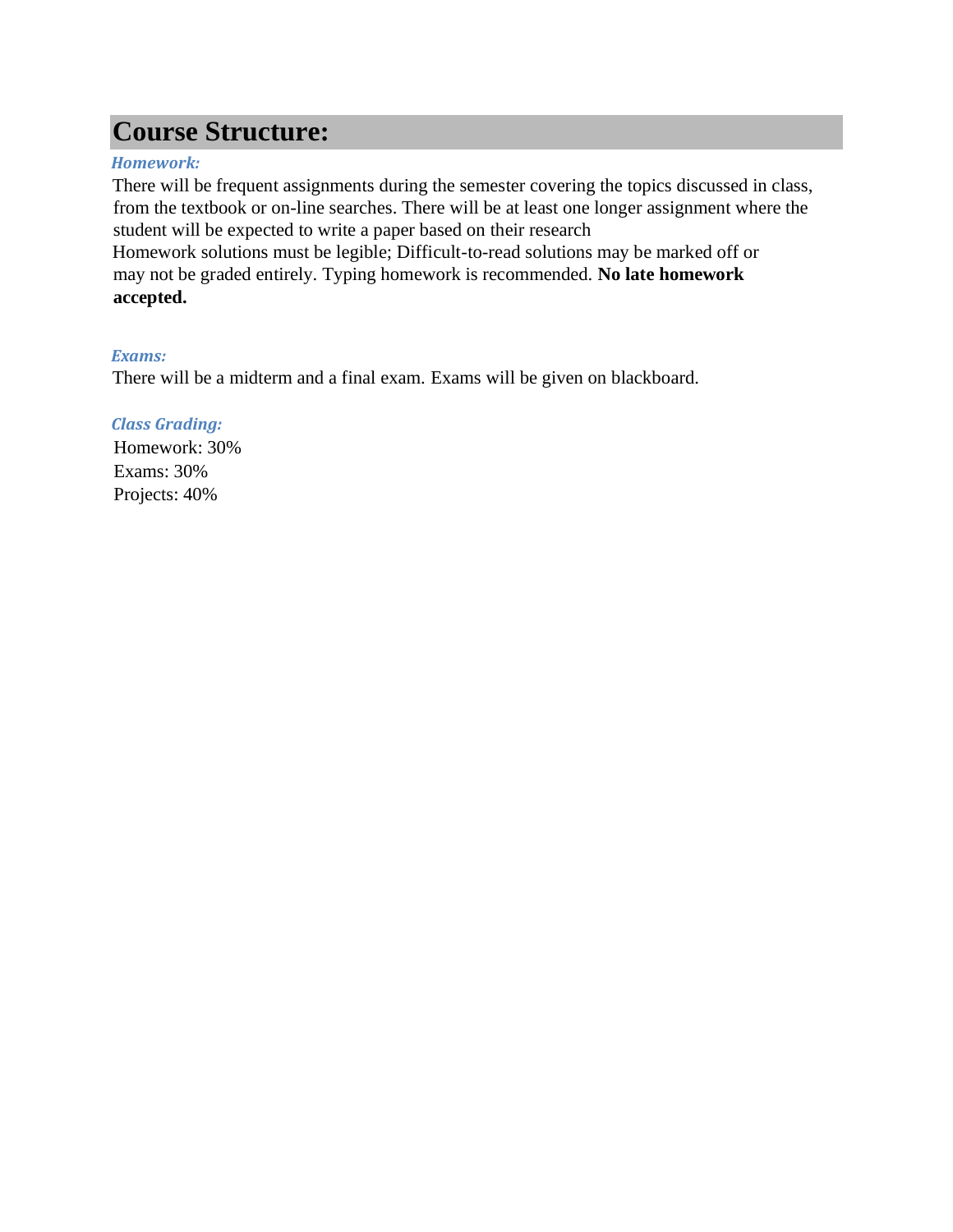## Course Structure:

### *Homework:*

There will be frequent assignments during the semester covering the topics discussed in class, from the textbook or on-line searches. There will be at least one longer assignment where the student will be expected to write a paper based on their research

Homework solutions must be legible; Difficult-to-read solutions may be marked off or may not be graded entirely. Typing homework is recommended. **No late homework accepted.**

### *Exams:*

There will be a midterm and a final exam. Exams will be given on blackboard.

### *Class Grading:*

Homework: 30%
Exams: 30%
Projects: 40%